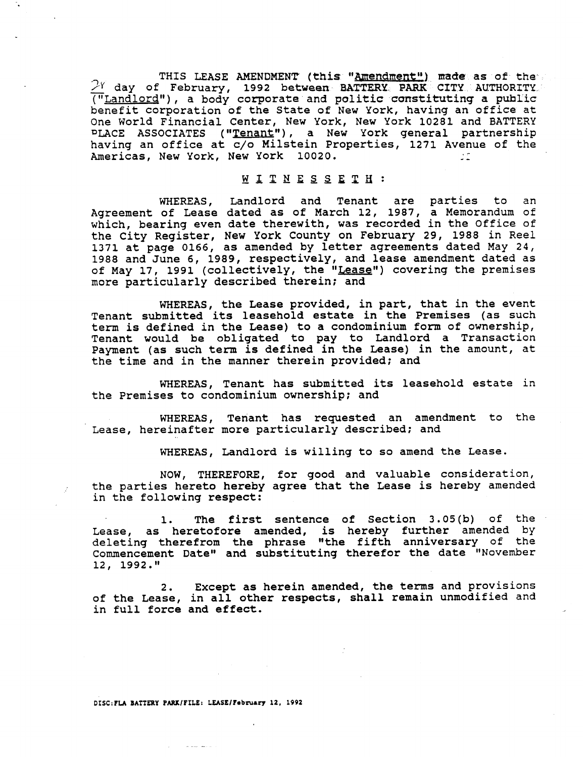THIS LEASE AMENDMENT (this "Amendment") made as of the 24 day of February, 1992 between BATTERY PARK CITY AUTHORITY ("Landlord"), a body corporate and politic constituting a public benefit corporation of the State of New York, having an office at One World Financial Center, New York, New York 10281 and BATTERY PLACE ASSOCIATES ("Tenant"), a New York general partnership having an office at c/o Milstein Properties, 1271 Avenue of the Americas, New York, New York 10020.

W I T N E S S E T H :

WHEREAS, Landlord and Tenant are parties to an Agreement of Lease dated as of March 12, 1987, a Memorandum of which, bearing even date therewith, was recorded in the Office of the City Register, New York County on February 29, 1988 in Reel 1371 at page 0166, as amended by letter agreements dated May 24, 1988 and June 6, 1989, respectively, and lease amendment dated as of May 17, 1991 (collectively, the "Lease") covering the premises more particularly described therein; and

WHEREAS, the Lease provided, in part, that in the event Tenant submitted its leasehold estate in the Premises (as such term is defined in the Lease) to a condominium form of ownership, Tenant would be obligated to pay to Landlord a Transaction Payment (as such term is defined in the Lease) in the amount, at the time and in the manner therein provided; and

WHEREAS, Tenant has submitted its leasehold estate in the Premises to condominium ownership; and

WHEREAS, Tenant has requested an amendment to the Lease, hereinafter more particularly described; and

WHEREAS, Landlord is willing to so amend the Lease.

NOW, THEREFORE, for good and valuable consideration, the parties hereto hereby agree that the Lease is hereby amended in the following respect:

1. The first sentence of Section 3.05(b) of the Lease, as heretofore amended, is hereby further amended by deleting therefrom the phrase "the fifth anniversary of the Commencement Date" and substituting therefor the date "November 12, 1992."

2. Except as herein amended, the terms and provisions of the Lease, in all other respects, shall remain unmodified and in full force and effect.

DISC:FLA BATTERY PARK/FILE: LEASE/February 12, 1992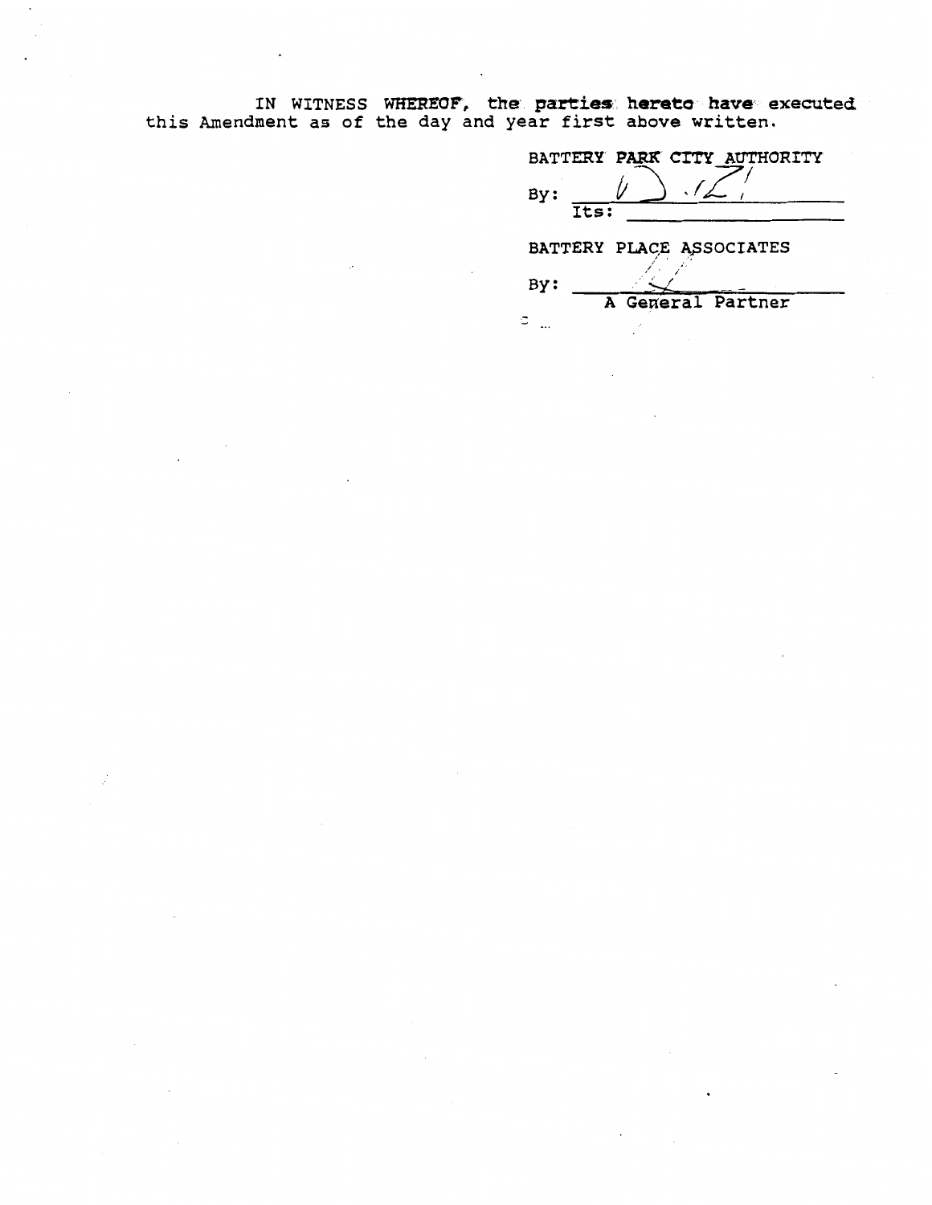IN WITNESS WHEREOF, the parties hereto have executed this Amendment as of the day and year first above written.

BATTERY PARK CITY AUTHORITY

By: ______________________
Its: ______________________

BATTERY PLACE ASSOCIATES

By: ______________________
A General Partner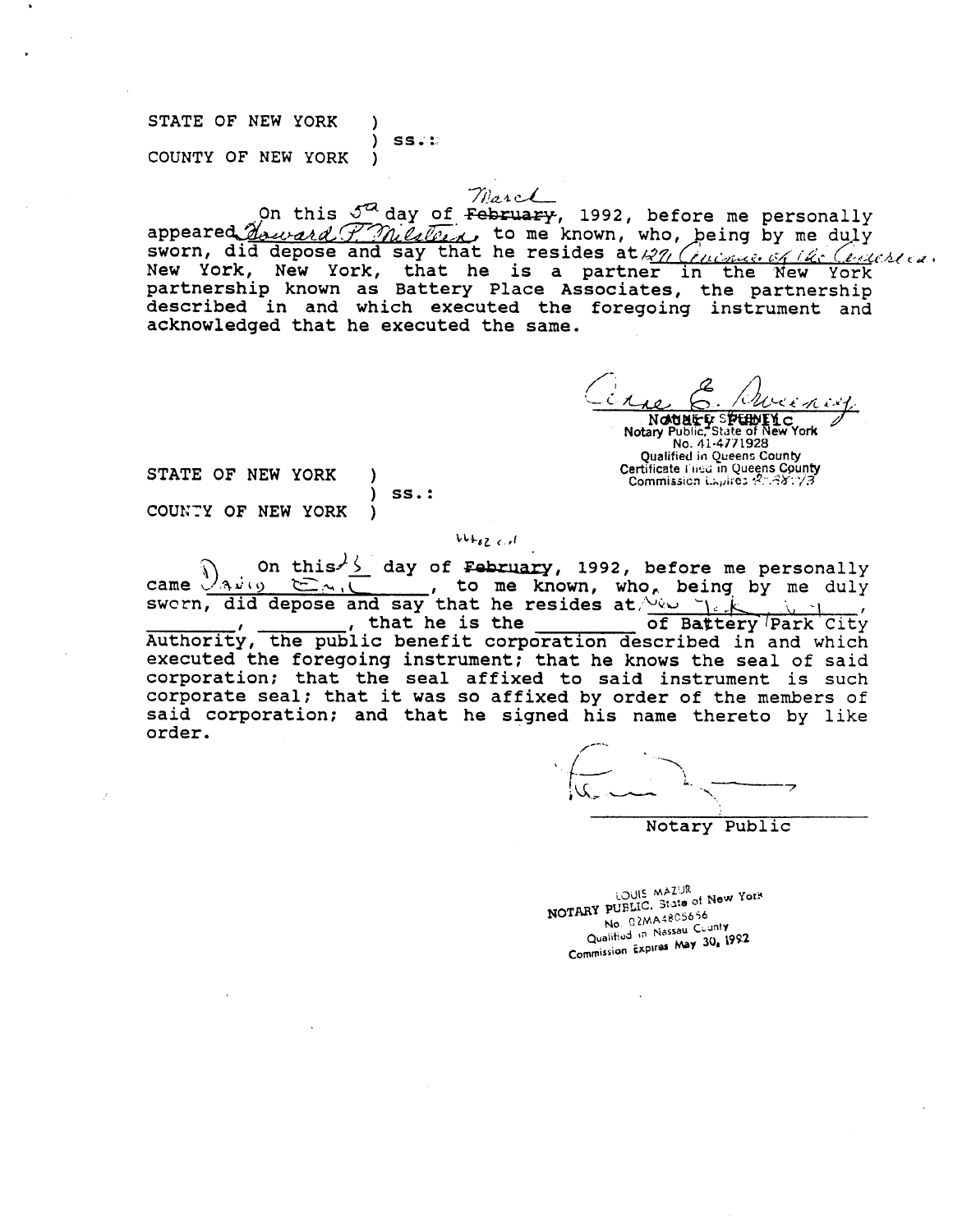STATE OF NEW YORK )
) ss.:
COUNTY OF NEW YORK )

On this 5th day of ~~February~~ March, 1992, before me personally appeared Howard P. Milstein, to me known, who, being by me duly sworn, did depose and say that he resides at 1271 Avenue of the Americas, New York, New York, that he is a partner in the New York partnership known as Battery Place Associates, the partnership described in and which executed the foregoing instrument and acknowledged that he executed the same.

Carol E. Sweeney
Notary Public

CAROL E. SWEENEY
Notary Public, State of New York
No. 41-4771928
Qualified in Queens County
Certificate Filed in Queens County
Commission Expires 8/31/93

STATE OF NEW YORK )
) ss.:
COUNTY OF NEW YORK )

On this 25 day of ~~February~~ March, 1992, before me personally came David Emil, to me known, who, being by me duly sworn, did depose and say that he resides at New York, N.Y., \_\_\_\_\_\_\_\_, \_\_\_\_\_\_\_\_, that he is the \_\_\_\_\_\_\_\_ of Battery Park City Authority, the public benefit corporation described in and which executed the foregoing instrument; that he knows the seal of said corporation; that the seal affixed to said instrument is such corporate seal; that it was so affixed by order of the members of said corporation; and that he signed his name thereto by like order.

Notary Public

LOUIS MAZUR
NOTARY PUBLIC, State of New York
No. 02MA4805656
Qualified in Nassau County
Commission Expires May 30, 1992